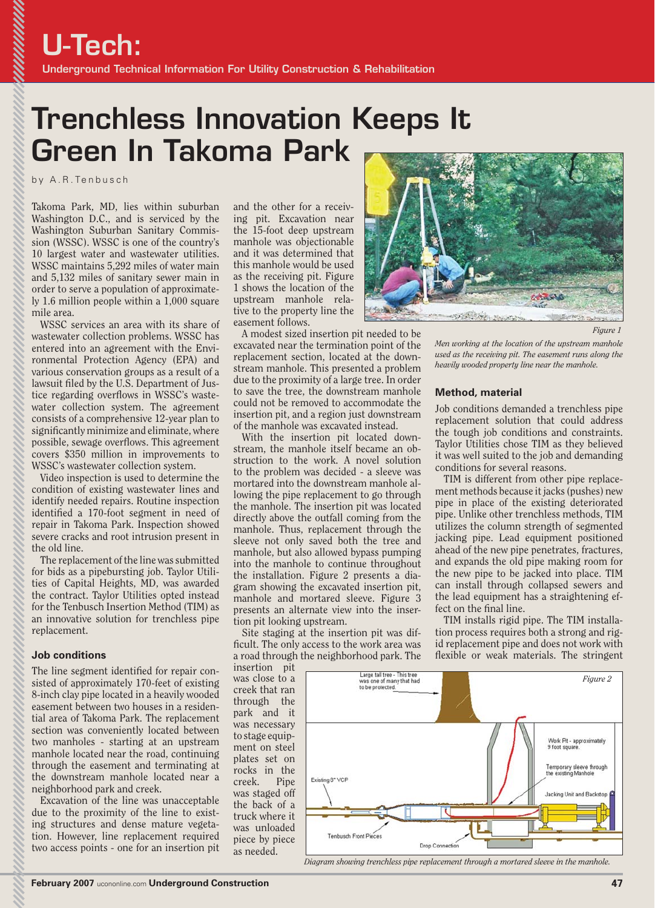# U-Tech:

**Underground Technical Information For Utility Construction & Rehabilitation**

# Trenchless Innovation Keeps It Green In Takoma Park

by A.R.Tenbusch

Takoma Park, MD, lies within suburban Washington D.C., and is serviced by the Washington Suburban Sanitary Commission (WSSC). WSSC is one of the country's 10 largest water and wastewater utilities. WSSC maintains 5,292 miles of water main and 5,132 miles of sanitary sewer main in order to serve a population of approximately 1.6 million people within a 1,000 square mile area.

WSSC services an area with its share of wastewater collection problems. WSSC has entered into an agreement with the Environmental Protection Agency (EPA) and various conservation groups as a result of a lawsuit filed by the U.S. Department of Justice regarding overflows in WSSC's wastewater collection system. The agreement consists of a comprehensive 12-year plan to significantly minimize and eliminate, where possible, sewage overflows. This agreement covers $350 million in improvements to WSSC's wastewater collection system.

Video inspection is used to determine the condition of existing wastewater lines and identify needed repairs. Routine inspection identified a 170-foot segment in need of repair in Takoma Park. Inspection showed severe cracks and root intrusion present in the old line.

The replacement of the line was submitted for bids as a pipebursting job. Taylor Utilities of Capital Heights, MD, was awarded the contract. Taylor Utilities opted instead for the Tenbusch Insertion Method (TIM) as an innovative solution for trenchless pipe replacement.

### Job conditions

The line segment identified for repair consisted of approximately 170-feet of existing 8-inch clay pipe located in a heavily wooded easement between two houses in a residential area of Takoma Park. The replacement section was conveniently located between two manholes - starting at an upstream manhole located near the road, continuing through the easement and terminating at the downstream manhole located near a neighborhood park and creek.

Excavation of the line was unacceptable due to the proximity of the line to existing structures and dense mature vegetation. However, line replacement required two access points - one for an insertion pit and the other for a receiving pit. Excavation near the 15-foot deep upstream manhole was objectionable and it was determined that this manhole would be used as the receiving pit. Figure 1 shows the location of the upstream manhole relative to the property line the easement follows.

A modest sized insertion pit needed to be excavated near the termination point of the replacement section, located at the downstream manhole. This presented a problem due to the proximity of a large tree. In order to save the tree, the downstream manhole could not be removed to accommodate the insertion pit, and a region just downstream of the manhole was excavated instead.

With the insertion pit located downstream, the manhole itself became an obstruction to the work. A novel solution to the problem was decided - a sleeve was mortared into the downstream manhole allowing the pipe replacement to go through the manhole. The insertion pit was located directly above the outfall coming from the manhole. Thus, replacement through the sleeve not only saved both the tree and manhole, but also allowed bypass pumping into the manhole to continue throughout the installation. Figure 2 presents a diagram showing the excavated insertion pit, manhole and mortared sleeve. Figure 3 presents an alternate view into the insertion pit looking upstream.

Site staging at the insertion pit was difficult. The only access to the work area was a road through the neighborhood park. The insertion pit was close to a creek that ran through the park and it was necessary to stage equipment on steel plates set on rocks in the creek. Pipe was staged off the back of a truck where it was unloaded piece by piece as needed.

Figure 1

*Men working at the location of the upstream manhole used as the receiving pit. The easement runs along the heavily wooded property line near the manhole.*

### Method, material

Job conditions demanded a trenchless pipe replacement solution that could address the tough job conditions and constraints. Taylor Utilities chose TIM as they believed it was well suited to the job and demanding conditions for several reasons.

TIM is different from other pipe replacement methods because it jacks (pushes) new pipe in place of the existing deteriorated pipe. Unlike other trenchless methods, TIM utilizes the column strength of segmented jacking pipe. Lead equipment positioned ahead of the new pipe penetrates, fractures, and expands the old pipe making room for the new pipe to be jacked into place. TIM can install through collapsed sewers and the lead equipment has a straightening effect on the final line.

TIM installs rigid pipe. The TIM installation process requires both a strong and rigid replacement pipe and does not work with flexible or weak materials. The stringent

Figure 2

Large tall tree - This tree was one of many that had to be protected.

Work Pit - approximately 9 foot square.

Temporary sleeve through the existing Manhole

Existing 8" VCP

Jacking Unit and Backstop

Tenbusch Front Pieces

Drop Connection

*Diagram showing trenchless pipe replacement through a mortared sleeve in the manhole.*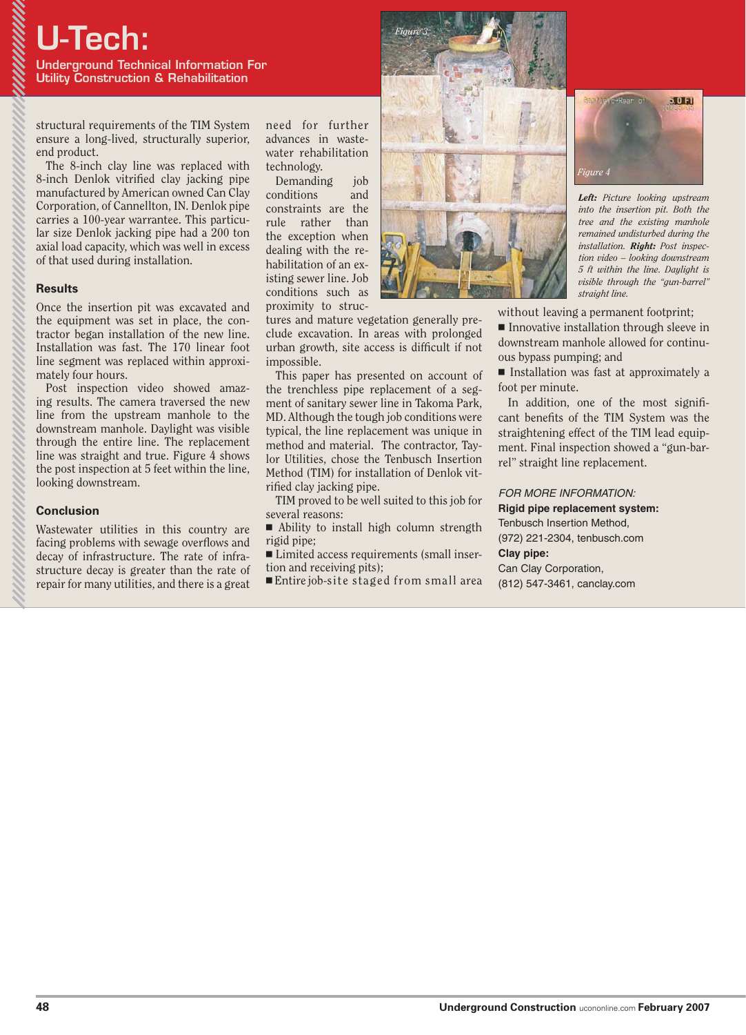structural requirements of the TIM System ensure a long-lived, structurally superior, end product.

The 8-inch clay line was replaced with 8-inch Denlok vitrified clay jacking pipe manufactured by American owned Can Clay Corporation, of Cannellton, IN. Denlok pipe carries a 100-year warrantee. This particular size Denlok jacking pipe had a 200 ton axial load capacity, which was well in excess of that used during installation.

## Results

Once the insertion pit was excavated and the equipment was set in place, the contractor began installation of the new line. Installation was fast. The 170 linear foot line segment was replaced within approximately four hours.

Post inspection video showed amazing results. The camera traversed the new line from the upstream manhole to the downstream manhole. Daylight was visible through the entire line. The replacement line was straight and true. Figure 4 shows the post inspection at 5 feet within the line, looking downstream.

## Conclusion

Wastewater utilities in this country are facing problems with sewage overflows and decay of infrastructure. The rate of infrastructure decay is greater than the rate of repair for many utilities, and there is a great need for further advances in wastewater rehabilitation technology.

Demanding job conditions and constraints are the rule rather than the exception when dealing with the rehabilitation of an existing sewer line. Job conditions such as proximity to structures and mature vegetation generally preclude excavation. In areas with prolonged urban growth, site access is difficult if not impossible.

This paper has presented on account of the trenchless pipe replacement of a segment of sanitary sewer line in Takoma Park, MD. Although the tough job conditions were typical, the line replacement was unique in method and material. The contractor, Taylor Utilities, chose the Tenbusch Insertion Method (TIM) for installation of Denlok vitrified clay jacking pipe.

TIM proved to be well suited to this job for several reasons:

- Ability to install high column strength rigid pipe;
- Limited access requirements (small insertion and receiving pits);
- Entire job-site staged from small area without leaving a permanent footprint;
- Innovative installation through sleeve in downstream manhole allowed for continuous bypass pumping; and
- Installation was fast at approximately a foot per minute.

In addition, one of the most significant benefits of the TIM System was the straightening effect of the TIM lead equipment. Final inspection showed a "gun-barrel" straight line replacement.

Figure 3

Figure 4

***Left:*** *Picture looking upstream into the insertion pit. Both the tree and the existing manhole remained undisturbed during the installation.* ***Right:*** *Post inspection video – looking downstream 5 ft within the line. Daylight is visible through the "gun-barrel" straight line.*

*FOR MORE INFORMATION:*

**Rigid pipe replacement system:**
Tenbusch Insertion Method,
(972) 221-2304, tenbusch.com

**Clay pipe:**
Can Clay Corporation,
(812) 547-3461, canclay.com